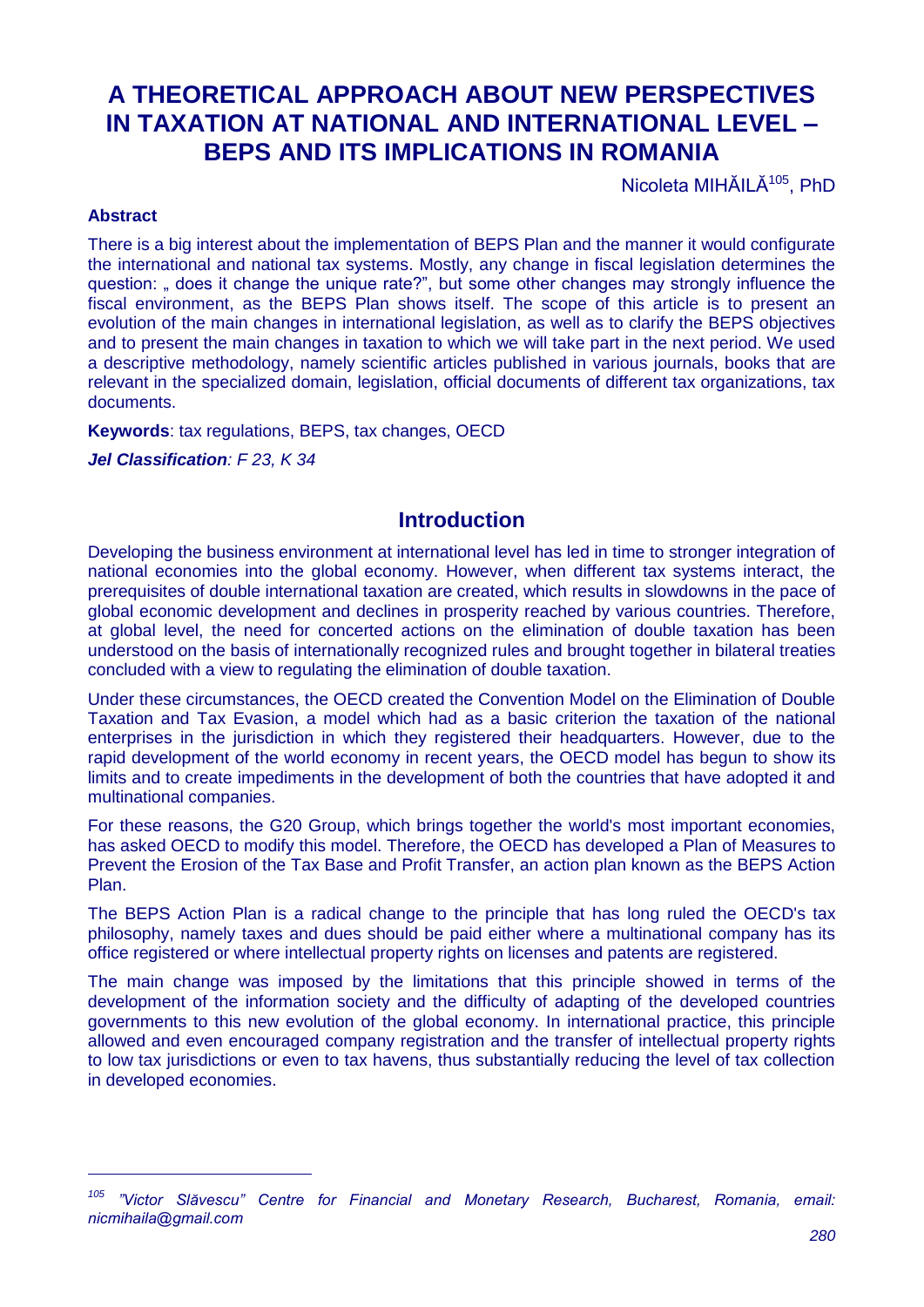# A THEORETICAL APPROACH ABOUT NEW PERSPECTIVES IN TAXATION AT NATIONAL AND INTERNATIONAL LEVEL – BEPS AND ITS IMPLICATIONS IN ROMANIA

Nicoleta MIHĂILĂ[105], PhD

**Abstract**

There is a big interest about the implementation of BEPS Plan and the manner it would configurate the international and national tax systems. Mostly, any change in fiscal legislation determines the question: „ does it change the unique rate?", but some other changes may strongly influence the fiscal environment, as the BEPS Plan shows itself. The scope of this article is to present an evolution of the main changes in international legislation, as well as to clarify the BEPS objectives and to present the main changes in taxation to which we will take part in the next period. We used a descriptive methodology, namely scientific articles published in various journals, books that are relevant in the specialized domain, legislation, official documents of different tax organizations, tax documents.

**Keywords**: tax regulations, BEPS, tax changes, OECD

***Jel Classification**: F 23, K 34*

## Introduction

Developing the business environment at international level has led in time to stronger integration of national economies into the global economy. However, when different tax systems interact, the prerequisites of double international taxation are created, which results in slowdowns in the pace of global economic development and declines in prosperity reached by various countries. Therefore, at global level, the need for concerted actions on the elimination of double taxation has been understood on the basis of internationally recognized rules and brought together in bilateral treaties concluded with a view to regulating the elimination of double taxation.

Under these circumstances, the OECD created the Convention Model on the Elimination of Double Taxation and Tax Evasion, a model which had as a basic criterion the taxation of the national enterprises in the jurisdiction in which they registered their headquarters. However, due to the rapid development of the world economy in recent years, the OECD model has begun to show its limits and to create impediments in the development of both the countries that have adopted it and multinational companies.

For these reasons, the G20 Group, which brings together the world's most important economies, has asked OECD to modify this model. Therefore, the OECD has developed a Plan of Measures to Prevent the Erosion of the Tax Base and Profit Transfer, an action plan known as the BEPS Action Plan.

The BEPS Action Plan is a radical change to the principle that has long ruled the OECD's tax philosophy, namely taxes and dues should be paid either where a multinational company has its office registered or where intellectual property rights on licenses and patents are registered.

The main change was imposed by the limitations that this principle showed in terms of the development of the information society and the difficulty of adapting of the developed countries governments to this new evolution of the global economy. In international practice, this principle allowed and even encouraged company registration and the transfer of intellectual property rights to low tax jurisdictions or even to tax havens, thus substantially reducing the level of tax collection in developed economies.

---

[105] *"Victor Slăvescu" Centre for Financial and Monetary Research, Bucharest, Romania, email: nicmihaila@gmail.com*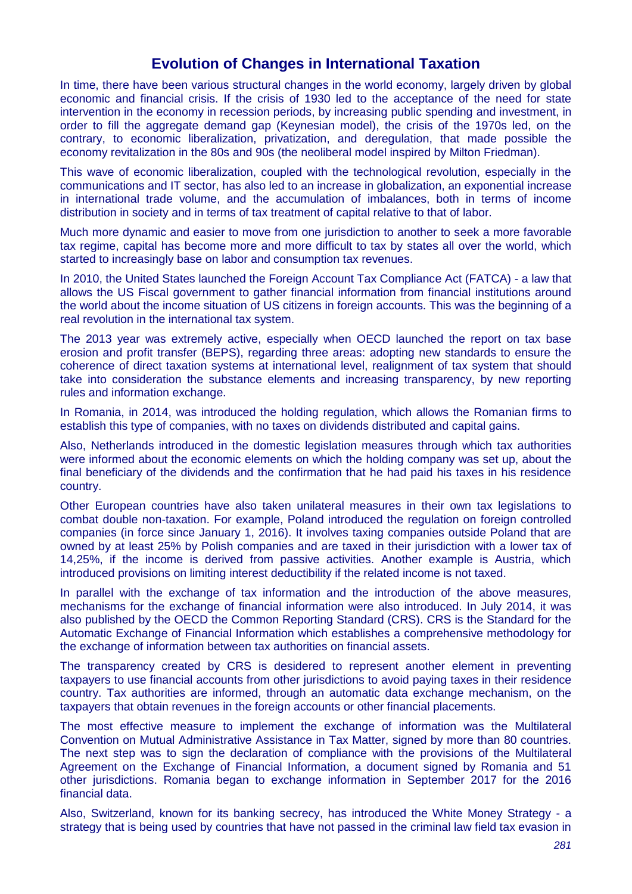## Evolution of Changes in International Taxation

In time, there have been various structural changes in the world economy, largely driven by global economic and financial crisis. If the crisis of 1930 led to the acceptance of the need for state intervention in the economy in recession periods, by increasing public spending and investment, in order to fill the aggregate demand gap (Keynesian model), the crisis of the 1970s led, on the contrary, to economic liberalization, privatization, and deregulation, that made possible the economy revitalization in the 80s and 90s (the neoliberal model inspired by Milton Friedman).

This wave of economic liberalization, coupled with the technological revolution, especially in the communications and IT sector, has also led to an increase in globalization, an exponential increase in international trade volume, and the accumulation of imbalances, both in terms of income distribution in society and in terms of tax treatment of capital relative to that of labor.

Much more dynamic and easier to move from one jurisdiction to another to seek a more favorable tax regime, capital has become more and more difficult to tax by states all over the world, which started to increasingly base on labor and consumption tax revenues.

In 2010, the United States launched the Foreign Account Tax Compliance Act (FATCA) - a law that allows the US Fiscal government to gather financial information from financial institutions around the world about the income situation of US citizens in foreign accounts. This was the beginning of a real revolution in the international tax system.

The 2013 year was extremely active, especially when OECD launched the report on tax base erosion and profit transfer (BEPS), regarding three areas: adopting new standards to ensure the coherence of direct taxation systems at international level, realignment of tax system that should take into consideration the substance elements and increasing transparency, by new reporting rules and information exchange.

In Romania, in 2014, was introduced the holding regulation, which allows the Romanian firms to establish this type of companies, with no taxes on dividends distributed and capital gains.

Also, Netherlands introduced in the domestic legislation measures through which tax authorities were informed about the economic elements on which the holding company was set up, about the final beneficiary of the dividends and the confirmation that he had paid his taxes in his residence country.

Other European countries have also taken unilateral measures in their own tax legislations to combat double non-taxation. For example, Poland introduced the regulation on foreign controlled companies (in force since January 1, 2016). It involves taxing companies outside Poland that are owned by at least 25% by Polish companies and are taxed in their jurisdiction with a lower tax of 14,25%, if the income is derived from passive activities. Another example is Austria, which introduced provisions on limiting interest deductibility if the related income is not taxed.

In parallel with the exchange of tax information and the introduction of the above measures, mechanisms for the exchange of financial information were also introduced. In July 2014, it was also published by the OECD the Common Reporting Standard (CRS). CRS is the Standard for the Automatic Exchange of Financial Information which establishes a comprehensive methodology for the exchange of information between tax authorities on financial assets.

The transparency created by CRS is desidered to represent another element in preventing taxpayers to use financial accounts from other jurisdictions to avoid paying taxes in their residence country. Tax authorities are informed, through an automatic data exchange mechanism, on the taxpayers that obtain revenues in the foreign accounts or other financial placements.

The most effective measure to implement the exchange of information was the Multilateral Convention on Mutual Administrative Assistance in Tax Matter, signed by more than 80 countries. The next step was to sign the declaration of compliance with the provisions of the Multilateral Agreement on the Exchange of Financial Information, a document signed by Romania and 51 other jurisdictions. Romania began to exchange information in September 2017 for the 2016 financial data.

Also, Switzerland, known for its banking secrecy, has introduced the White Money Strategy - a strategy that is being used by countries that have not passed in the criminal law field tax evasion in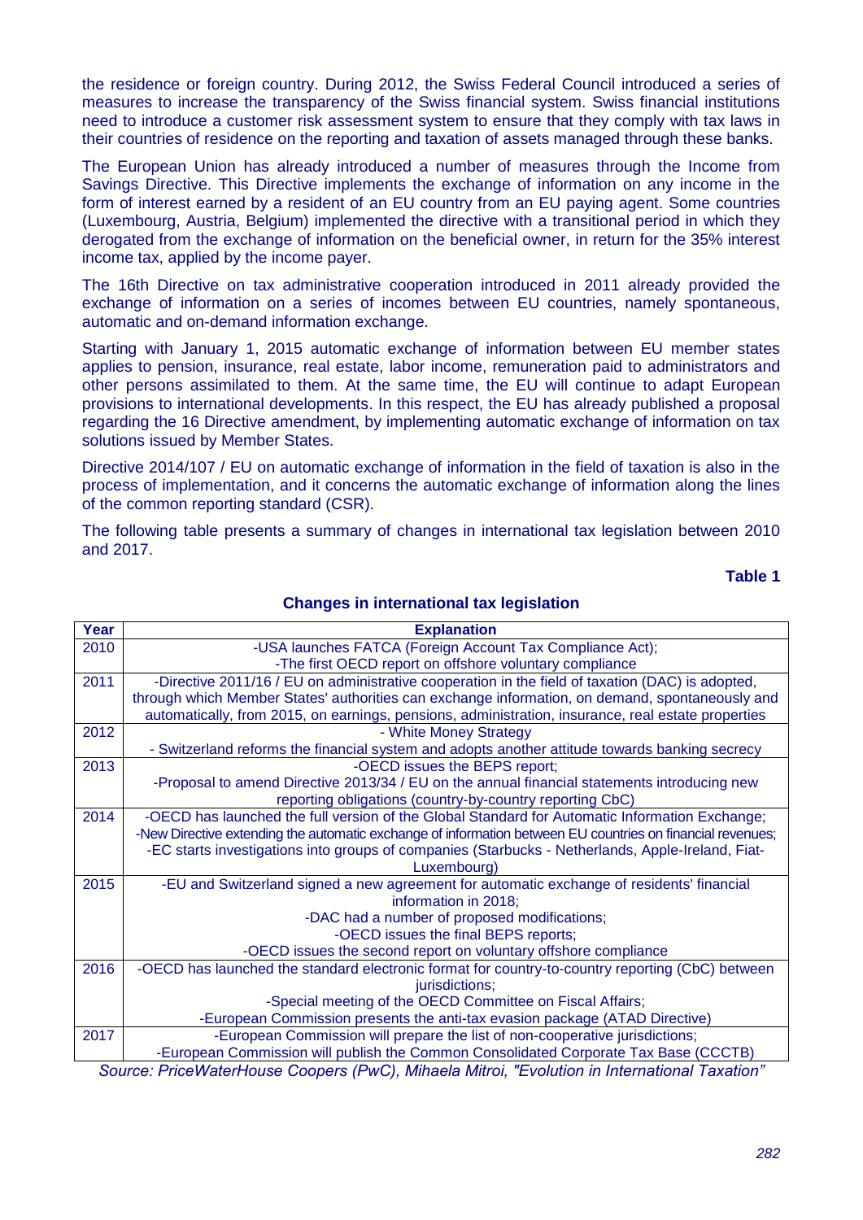the residence or foreign country. During 2012, the Swiss Federal Council introduced a series of measures to increase the transparency of the Swiss financial system. Swiss financial institutions need to introduce a customer risk assessment system to ensure that they comply with tax laws in their countries of residence on the reporting and taxation of assets managed through these banks.

The European Union has already introduced a number of measures through the Income from Savings Directive. This Directive implements the exchange of information on any income in the form of interest earned by a resident of an EU country from an EU paying agent. Some countries (Luxembourg, Austria, Belgium) implemented the directive with a transitional period in which they derogated from the exchange of information on the beneficial owner, in return for the 35% interest income tax, applied by the income payer.

The 16th Directive on tax administrative cooperation introduced in 2011 already provided the exchange of information on a series of incomes between EU countries, namely spontaneous, automatic and on-demand information exchange.

Starting with January 1, 2015 automatic exchange of information between EU member states applies to pension, insurance, real estate, labor income, remuneration paid to administrators and other persons assimilated to them. At the same time, the EU will continue to adapt European provisions to international developments. In this respect, the EU has already published a proposal regarding the 16 Directive amendment, by implementing automatic exchange of information on tax solutions issued by Member States.

Directive 2014/107 / EU on automatic exchange of information in the field of taxation is also in the process of implementation, and it concerns the automatic exchange of information along the lines of the common reporting standard (CSR).

The following table presents a summary of changes in international tax legislation between 2010 and 2017.

**Table 1**

**Changes in international tax legislation**

| Year | Explanation |
|---|---|
| 2010 | -USA launches FATCA (Foreign Account Tax Compliance Act);<br>-The first OECD report on offshore voluntary compliance |
| 2011 | -Directive 2011/16 / EU on administrative cooperation in the field of taxation (DAC) is adopted, through which Member States' authorities can exchange information, on demand, spontaneously and automatically, from 2015, on earnings, pensions, administration, insurance, real estate properties |
| 2012 | - White Money Strategy<br>- Switzerland reforms the financial system and adopts another attitude towards banking secrecy |
| 2013 | -OECD issues the BEPS report;<br>-Proposal to amend Directive 2013/34 / EU on the annual financial statements introducing new reporting obligations (country-by-country reporting CbC) |
| 2014 | -OECD has launched the full version of the Global Standard for Automatic Information Exchange;<br>-New Directive extending the automatic exchange of information between EU countries on financial revenues;<br>-EC starts investigations into groups of companies (Starbucks - Netherlands, Apple-Ireland, Fiat-Luxembourg) |
| 2015 | -EU and Switzerland signed a new agreement for automatic exchange of residents' financial information in 2018;<br>-DAC had a number of proposed modifications;<br>-OECD issues the final BEPS reports;<br>-OECD issues the second report on voluntary offshore compliance |
| 2016 | -OECD has launched the standard electronic format for country-to-country reporting (CbC) between jurisdictions;<br>-Special meeting of the OECD Committee on Fiscal Affairs;<br>-European Commission presents the anti-tax evasion package (ATAD Directive) |
| 2017 | -European Commission will prepare the list of non-cooperative jurisdictions;<br>-European Commission will publish the Common Consolidated Corporate Tax Base (CCCTB) |

*Source: PriceWaterHouse Coopers (PwC), Mihaela Mitroi, "Evolution in International Taxation"*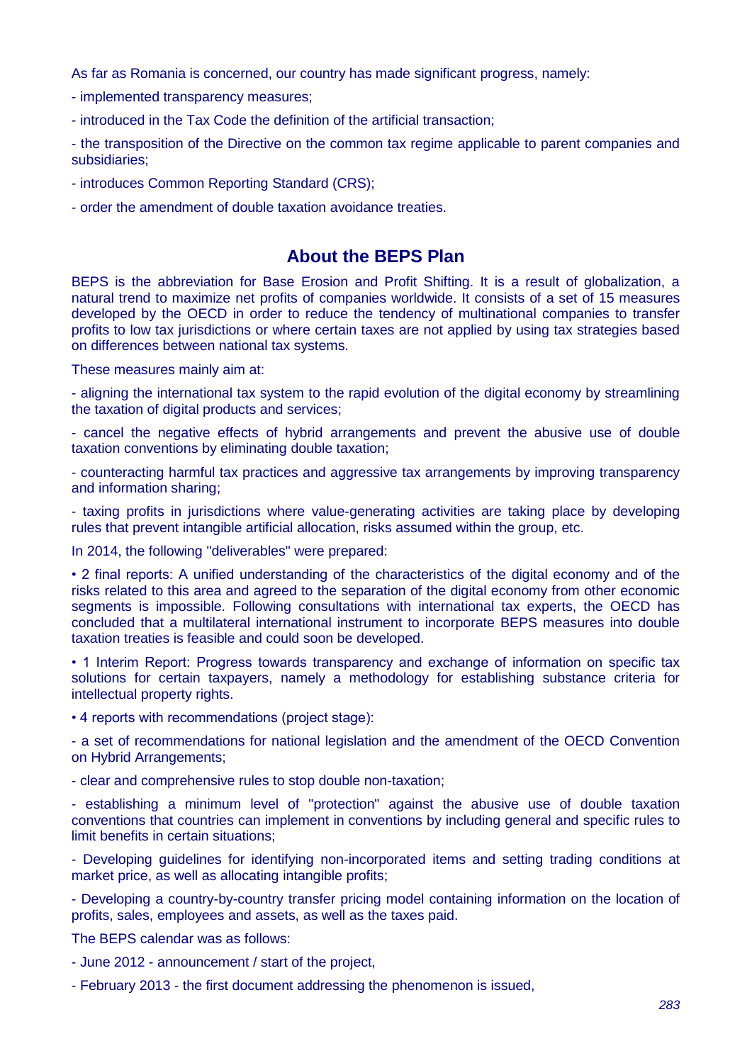As far as Romania is concerned, our country has made significant progress, namely:

- implemented transparency measures;

- introduced in the Tax Code the definition of the artificial transaction;

- the transposition of the Directive on the common tax regime applicable to parent companies and subsidiaries;

- introduces Common Reporting Standard (CRS);

- order the amendment of double taxation avoidance treaties.

## About the BEPS Plan

BEPS is the abbreviation for Base Erosion and Profit Shifting. It is a result of globalization, a natural trend to maximize net profits of companies worldwide. It consists of a set of 15 measures developed by the OECD in order to reduce the tendency of multinational companies to transfer profits to low tax jurisdictions or where certain taxes are not applied by using tax strategies based on differences between national tax systems.

These measures mainly aim at:

- aligning the international tax system to the rapid evolution of the digital economy by streamlining the taxation of digital products and services;

- cancel the negative effects of hybrid arrangements and prevent the abusive use of double taxation conventions by eliminating double taxation;

- counteracting harmful tax practices and aggressive tax arrangements by improving transparency and information sharing;

- taxing profits in jurisdictions where value-generating activities are taking place by developing rules that prevent intangible artificial allocation, risks assumed within the group, etc.

In 2014, the following "deliverables" were prepared:

• 2 final reports: A unified understanding of the characteristics of the digital economy and of the risks related to this area and agreed to the separation of the digital economy from other economic segments is impossible. Following consultations with international tax experts, the OECD has concluded that a multilateral international instrument to incorporate BEPS measures into double taxation treaties is feasible and could soon be developed.

• 1 Interim Report: Progress towards transparency and exchange of information on specific tax solutions for certain taxpayers, namely a methodology for establishing substance criteria for intellectual property rights.

• 4 reports with recommendations (project stage):

- a set of recommendations for national legislation and the amendment of the OECD Convention on Hybrid Arrangements;

- clear and comprehensive rules to stop double non-taxation;

- establishing a minimum level of "protection" against the abusive use of double taxation conventions that countries can implement in conventions by including general and specific rules to limit benefits in certain situations;

- Developing guidelines for identifying non-incorporated items and setting trading conditions at market price, as well as allocating intangible profits;

- Developing a country-by-country transfer pricing model containing information on the location of profits, sales, employees and assets, as well as the taxes paid.

The BEPS calendar was as follows:

- June 2012 - announcement / start of the project,

- February 2013 - the first document addressing the phenomenon is issued,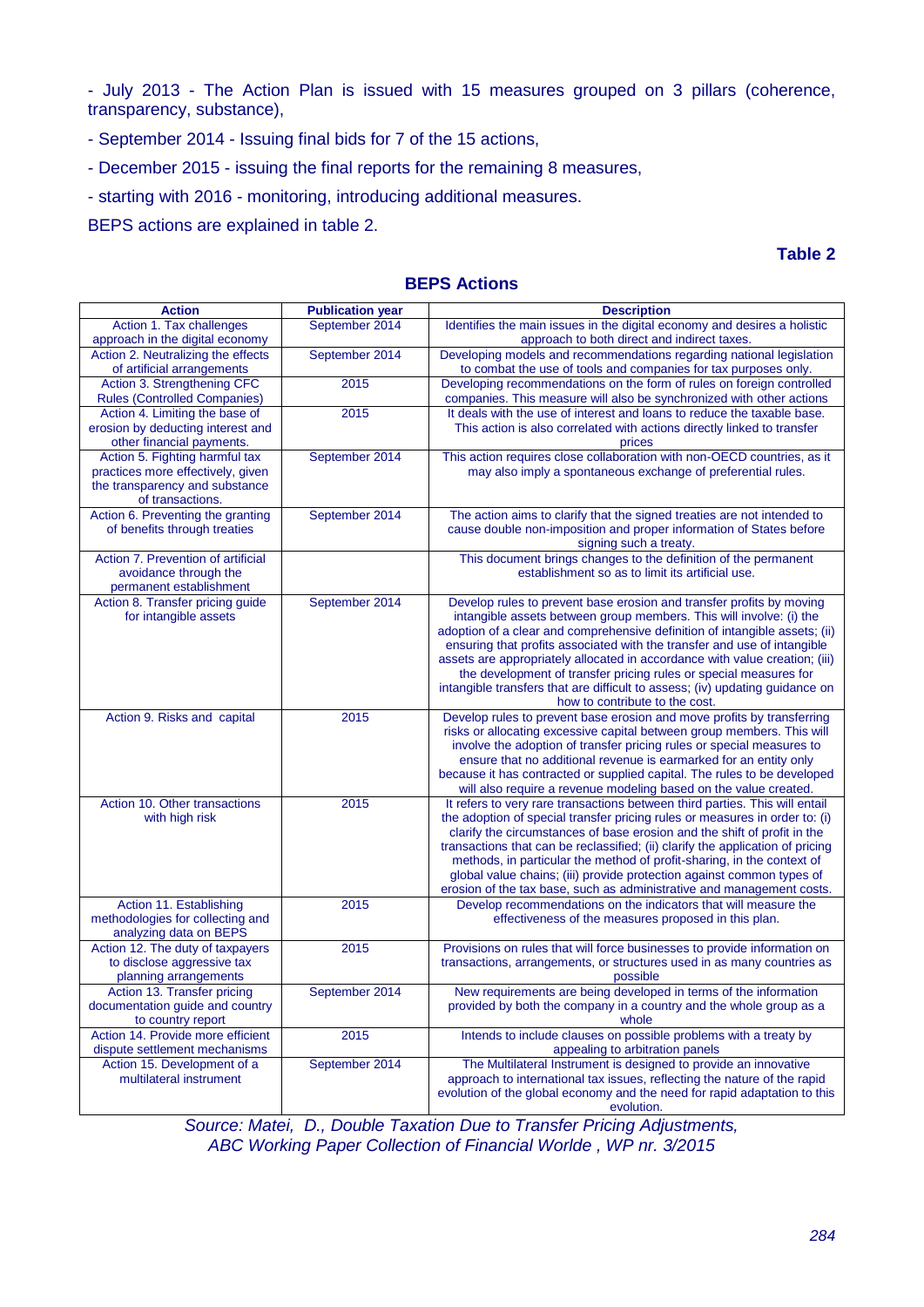- July 2013 - The Action Plan is issued with 15 measures grouped on 3 pillars (coherence, transparency, substance),

- September 2014 - Issuing final bids for 7 of the 15 actions,

- December 2015 - issuing the final reports for the remaining 8 measures,

- starting with 2016 - monitoring, introducing additional measures.

BEPS actions are explained in table 2.

**Table 2**

**BEPS Actions**

| Action | Publication year | Description |
|---|---|---|
| Action 1. Tax challenges approach in the digital economy | September 2014 | Identifies the main issues in the digital economy and desires a holistic approach to both direct and indirect taxes. |
| Action 2. Neutralizing the effects of artificial arrangements | September 2014 | Developing models and recommendations regarding national legislation to combat the use of tools and companies for tax purposes only. |
| Action 3. Strengthening CFC Rules (Controlled Companies) | 2015 | Developing recommendations on the form of rules on foreign controlled companies. This measure will also be synchronized with other actions |
| Action 4. Limiting the base of erosion by deducting interest and other financial payments. | 2015 | It deals with the use of interest and loans to reduce the taxable base. This action is also correlated with actions directly linked to transfer prices |
| Action 5. Fighting harmful tax practices more effectively, given the transparency and substance of transactions. | September 2014 | This action requires close collaboration with non-OECD countries, as it may also imply a spontaneous exchange of preferential rules. |
| Action 6. Preventing the granting of benefits through treaties | September 2014 | The action aims to clarify that the signed treaties are not intended to cause double non-imposition and proper information of States before signing such a treaty. |
| Action 7. Prevention of artificial avoidance through the permanent establishment | | This document brings changes to the definition of the permanent establishment so as to limit its artificial use. |
| Action 8. Transfer pricing guide for intangible assets | September 2014 | Develop rules to prevent base erosion and transfer profits by moving intangible assets between group members. This will involve: (i) the adoption of a clear and comprehensive definition of intangible assets; (ii) ensuring that profits associated with the transfer and use of intangible assets are appropriately allocated in accordance with value creation; (iii) the development of transfer pricing rules or special measures for intangible transfers that are difficult to assess; (iv) updating guidance on how to contribute to the cost. |
| Action 9. Risks and capital | 2015 | Develop rules to prevent base erosion and move profits by transferring risks or allocating excessive capital between group members. This will involve the adoption of transfer pricing rules or special measures to ensure that no additional revenue is earmarked for an entity only because it has contracted or supplied capital. The rules to be developed will also require a revenue modeling based on the value created. |
| Action 10. Other transactions with high risk | 2015 | It refers to very rare transactions between third parties. This will entail the adoption of special transfer pricing rules or measures in order to: (i) clarify the circumstances of base erosion and the shift of profit in the transactions that can be reclassified; (ii) clarify the application of pricing methods, in particular the method of profit-sharing, in the context of global value chains; (iii) provide protection against common types of erosion of the tax base, such as administrative and management costs. |
| Action 11. Establishing methodologies for collecting and analyzing data on BEPS | 2015 | Develop recommendations on the indicators that will measure the effectiveness of the measures proposed in this plan. |
| Action 12. The duty of taxpayers to disclose aggressive tax planning arrangements | 2015 | Provisions on rules that will force businesses to provide information on transactions, arrangements, or structures used in as many countries as possible |
| Action 13. Transfer pricing documentation guide and country to country report | September 2014 | New requirements are being developed in terms of the information provided by both the company in a country and the whole group as a whole |
| Action 14. Provide more efficient dispute settlement mechanisms | 2015 | Intends to include clauses on possible problems with a treaty by appealing to arbitration panels |
| Action 15. Development of a multilateral instrument | September 2014 | The Multilateral Instrument is designed to provide an innovative approach to international tax issues, reflecting the nature of the rapid evolution of the global economy and the need for rapid adaptation to this evolution. |

*Source: Matei, D., Double Taxation Due to Transfer Pricing Adjustments, ABC Working Paper Collection of Financial Worlde , WP nr. 3/2015*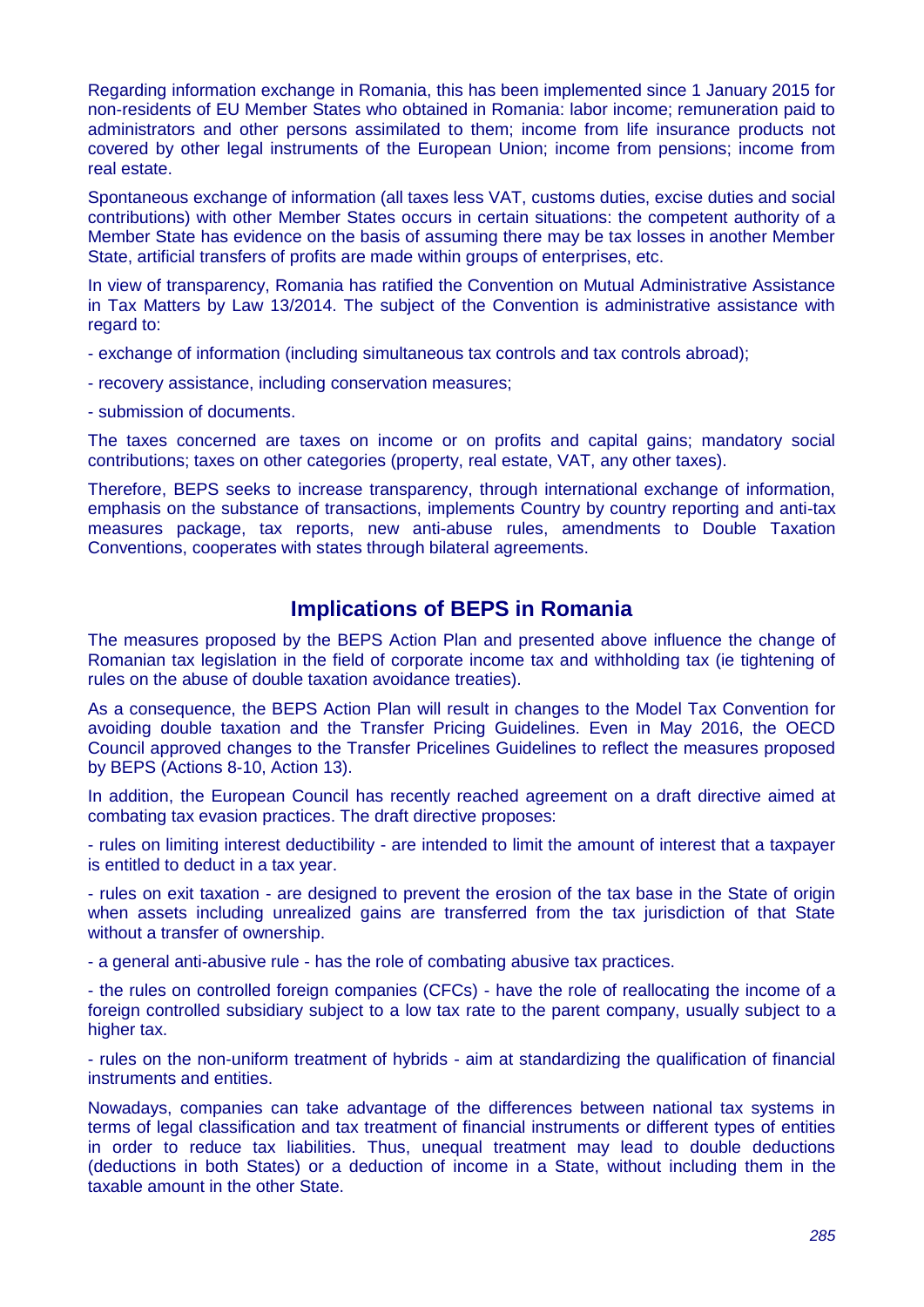Regarding information exchange in Romania, this has been implemented since 1 January 2015 for non-residents of EU Member States who obtained in Romania: labor income; remuneration paid to administrators and other persons assimilated to them; income from life insurance products not covered by other legal instruments of the European Union; income from pensions; income from real estate.

Spontaneous exchange of information (all taxes less VAT, customs duties, excise duties and social contributions) with other Member States occurs in certain situations: the competent authority of a Member State has evidence on the basis of assuming there may be tax losses in another Member State, artificial transfers of profits are made within groups of enterprises, etc.

In view of transparency, Romania has ratified the Convention on Mutual Administrative Assistance in Tax Matters by Law 13/2014. The subject of the Convention is administrative assistance with regard to:

- exchange of information (including simultaneous tax controls and tax controls abroad);

- recovery assistance, including conservation measures;

- submission of documents.

The taxes concerned are taxes on income or on profits and capital gains; mandatory social contributions; taxes on other categories (property, real estate, VAT, any other taxes).

Therefore, BEPS seeks to increase transparency, through international exchange of information, emphasis on the substance of transactions, implements Country by country reporting and anti-tax measures package, tax reports, new anti-abuse rules, amendments to Double Taxation Conventions, cooperates with states through bilateral agreements.

## Implications of BEPS in Romania

The measures proposed by the BEPS Action Plan and presented above influence the change of Romanian tax legislation in the field of corporate income tax and withholding tax (ie tightening of rules on the abuse of double taxation avoidance treaties).

As a consequence, the BEPS Action Plan will result in changes to the Model Tax Convention for avoiding double taxation and the Transfer Pricing Guidelines. Even in May 2016, the OECD Council approved changes to the Transfer Pricelines Guidelines to reflect the measures proposed by BEPS (Actions 8-10, Action 13).

In addition, the European Council has recently reached agreement on a draft directive aimed at combating tax evasion practices. The draft directive proposes:

- rules on limiting interest deductibility - are intended to limit the amount of interest that a taxpayer is entitled to deduct in a tax year.

- rules on exit taxation - are designed to prevent the erosion of the tax base in the State of origin when assets including unrealized gains are transferred from the tax jurisdiction of that State without a transfer of ownership.

- a general anti-abusive rule - has the role of combating abusive tax practices.

- the rules on controlled foreign companies (CFCs) - have the role of reallocating the income of a foreign controlled subsidiary subject to a low tax rate to the parent company, usually subject to a higher tax.

- rules on the non-uniform treatment of hybrids - aim at standardizing the qualification of financial instruments and entities.

Nowadays, companies can take advantage of the differences between national tax systems in terms of legal classification and tax treatment of financial instruments or different types of entities in order to reduce tax liabilities. Thus, unequal treatment may lead to double deductions (deductions in both States) or a deduction of income in a State, without including them in the taxable amount in the other State.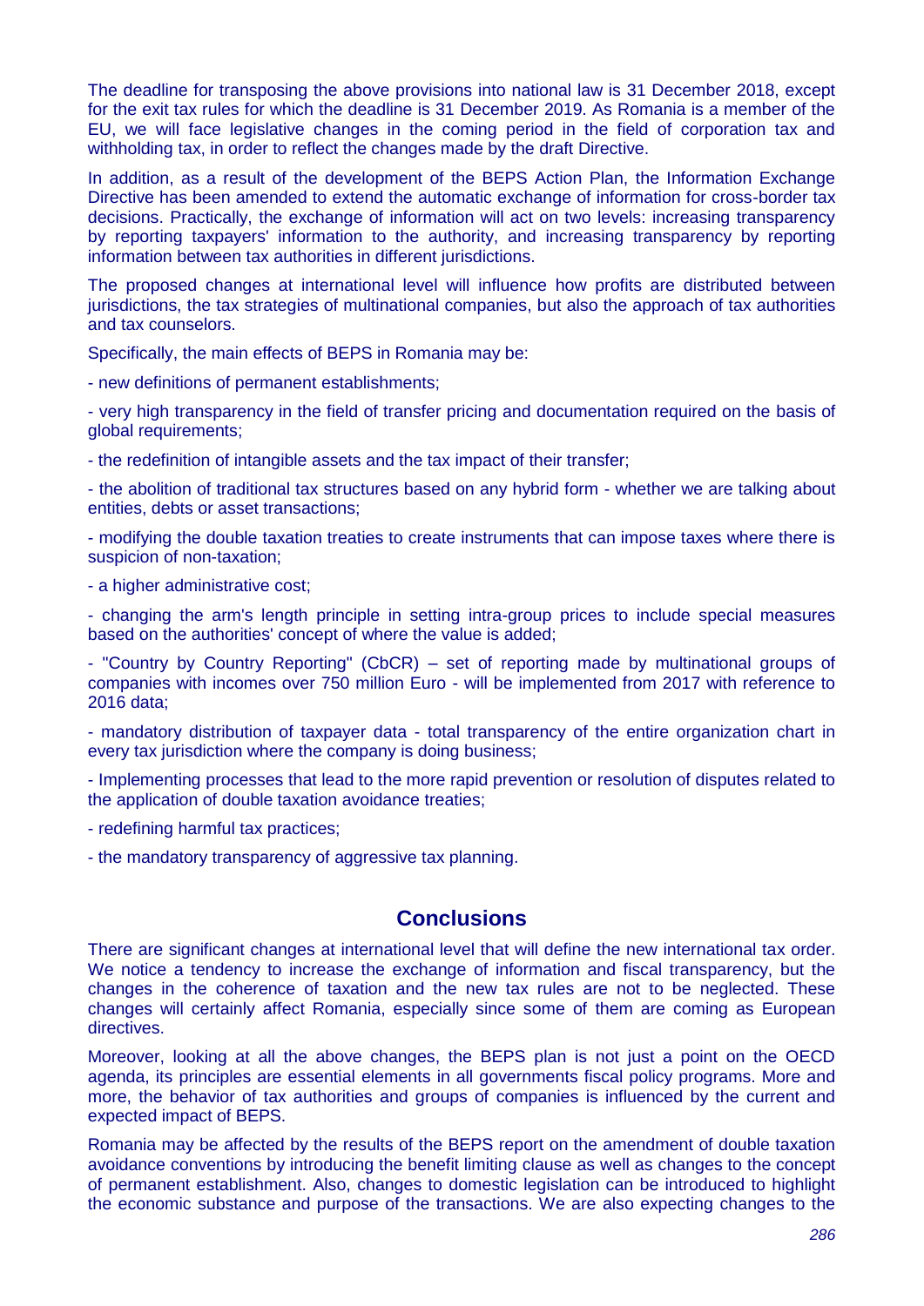The deadline for transposing the above provisions into national law is 31 December 2018, except for the exit tax rules for which the deadline is 31 December 2019. As Romania is a member of the EU, we will face legislative changes in the coming period in the field of corporation tax and withholding tax, in order to reflect the changes made by the draft Directive.

In addition, as a result of the development of the BEPS Action Plan, the Information Exchange Directive has been amended to extend the automatic exchange of information for cross-border tax decisions. Practically, the exchange of information will act on two levels: increasing transparency by reporting taxpayers' information to the authority, and increasing transparency by reporting information between tax authorities in different jurisdictions.

The proposed changes at international level will influence how profits are distributed between jurisdictions, the tax strategies of multinational companies, but also the approach of tax authorities and tax counselors.

Specifically, the main effects of BEPS in Romania may be:

- new definitions of permanent establishments;
- very high transparency in the field of transfer pricing and documentation required on the basis of global requirements;
- the redefinition of intangible assets and the tax impact of their transfer;
- the abolition of traditional tax structures based on any hybrid form - whether we are talking about entities, debts or asset transactions;
- modifying the double taxation treaties to create instruments that can impose taxes where there is suspicion of non-taxation;
- a higher administrative cost;
- changing the arm's length principle in setting intra-group prices to include special measures based on the authorities' concept of where the value is added;
- "Country by Country Reporting" (CbCR) – set of reporting made by multinational groups of companies with incomes over 750 million Euro - will be implemented from 2017 with reference to 2016 data;
- mandatory distribution of taxpayer data - total transparency of the entire organization chart in every tax jurisdiction where the company is doing business;
- Implementing processes that lead to the more rapid prevention or resolution of disputes related to the application of double taxation avoidance treaties;
- redefining harmful tax practices;
- the mandatory transparency of aggressive tax planning.

## Conclusions

There are significant changes at international level that will define the new international tax order. We notice a tendency to increase the exchange of information and fiscal transparency, but the changes in the coherence of taxation and the new tax rules are not to be neglected. These changes will certainly affect Romania, especially since some of them are coming as European directives.

Moreover, looking at all the above changes, the BEPS plan is not just a point on the OECD agenda, its principles are essential elements in all governments fiscal policy programs. More and more, the behavior of tax authorities and groups of companies is influenced by the current and expected impact of BEPS.

Romania may be affected by the results of the BEPS report on the amendment of double taxation avoidance conventions by introducing the benefit limiting clause as well as changes to the concept of permanent establishment. Also, changes to domestic legislation can be introduced to highlight the economic substance and purpose of the transactions. We are also expecting changes to the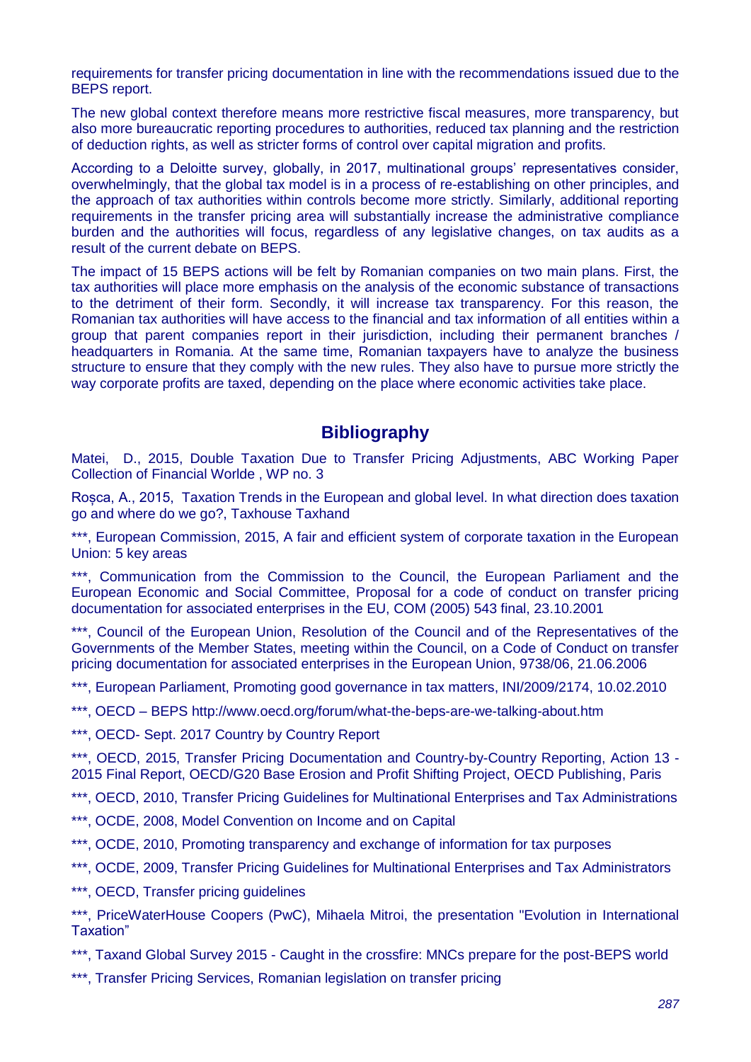requirements for transfer pricing documentation in line with the recommendations issued due to the BEPS report.

The new global context therefore means more restrictive fiscal measures, more transparency, but also more bureaucratic reporting procedures to authorities, reduced tax planning and the restriction of deduction rights, as well as stricter forms of control over capital migration and profits.

According to a Deloitte survey, globally, in 2017, multinational groups' representatives consider, overwhelmingly, that the global tax model is in a process of re-establishing on other principles, and the approach of tax authorities within controls become more strictly. Similarly, additional reporting requirements in the transfer pricing area will substantially increase the administrative compliance burden and the authorities will focus, regardless of any legislative changes, on tax audits as a result of the current debate on BEPS.

The impact of 15 BEPS actions will be felt by Romanian companies on two main plans. First, the tax authorities will place more emphasis on the analysis of the economic substance of transactions to the detriment of their form. Secondly, it will increase tax transparency. For this reason, the Romanian tax authorities will have access to the financial and tax information of all entities within a group that parent companies report in their jurisdiction, including their permanent branches / headquarters in Romania. At the same time, Romanian taxpayers have to analyze the business structure to ensure that they comply with the new rules. They also have to pursue more strictly the way corporate profits are taxed, depending on the place where economic activities take place.

## Bibliography

Matei, D., 2015, Double Taxation Due to Transfer Pricing Adjustments, ABC Working Paper Collection of Financial Worlde , WP no. 3

Roșca, A., 2015, Taxation Trends in the European and global level. In what direction does taxation go and where do we go?, Taxhouse Taxhand

***, European Commission, 2015, A fair and efficient system of corporate taxation in the European Union: 5 key areas

***, Communication from the Commission to the Council, the European Parliament and the European Economic and Social Committee, Proposal for a code of conduct on transfer pricing documentation for associated enterprises in the EU, COM (2005) 543 final, 23.10.2001

***, Council of the European Union, Resolution of the Council and of the Representatives of the Governments of the Member States, meeting within the Council, on a Code of Conduct on transfer pricing documentation for associated enterprises in the European Union, 9738/06, 21.06.2006

***, European Parliament, Promoting good governance in tax matters, INI/2009/2174, 10.02.2010

***, OECD – BEPS http://www.oecd.org/forum/what-the-beps-are-we-talking-about.htm

***, OECD- Sept. 2017 Country by Country Report

***, OECD, 2015, Transfer Pricing Documentation and Country-by-Country Reporting, Action 13 - 2015 Final Report, OECD/G20 Base Erosion and Profit Shifting Project, OECD Publishing, Paris

***, OECD, 2010, Transfer Pricing Guidelines for Multinational Enterprises and Tax Administrations

***, OCDE, 2008, Model Convention on Income and on Capital

***, OCDE, 2010, Promoting transparency and exchange of information for tax purposes

***, OCDE, 2009, Transfer Pricing Guidelines for Multinational Enterprises and Tax Administrators

***, OECD, Transfer pricing guidelines

***, PriceWaterHouse Coopers (PwC), Mihaela Mitroi, the presentation "Evolution in International Taxation"

***, Taxand Global Survey 2015 - Caught in the crossfire: MNCs prepare for the post-BEPS world

***, Transfer Pricing Services, Romanian legislation on transfer pricing